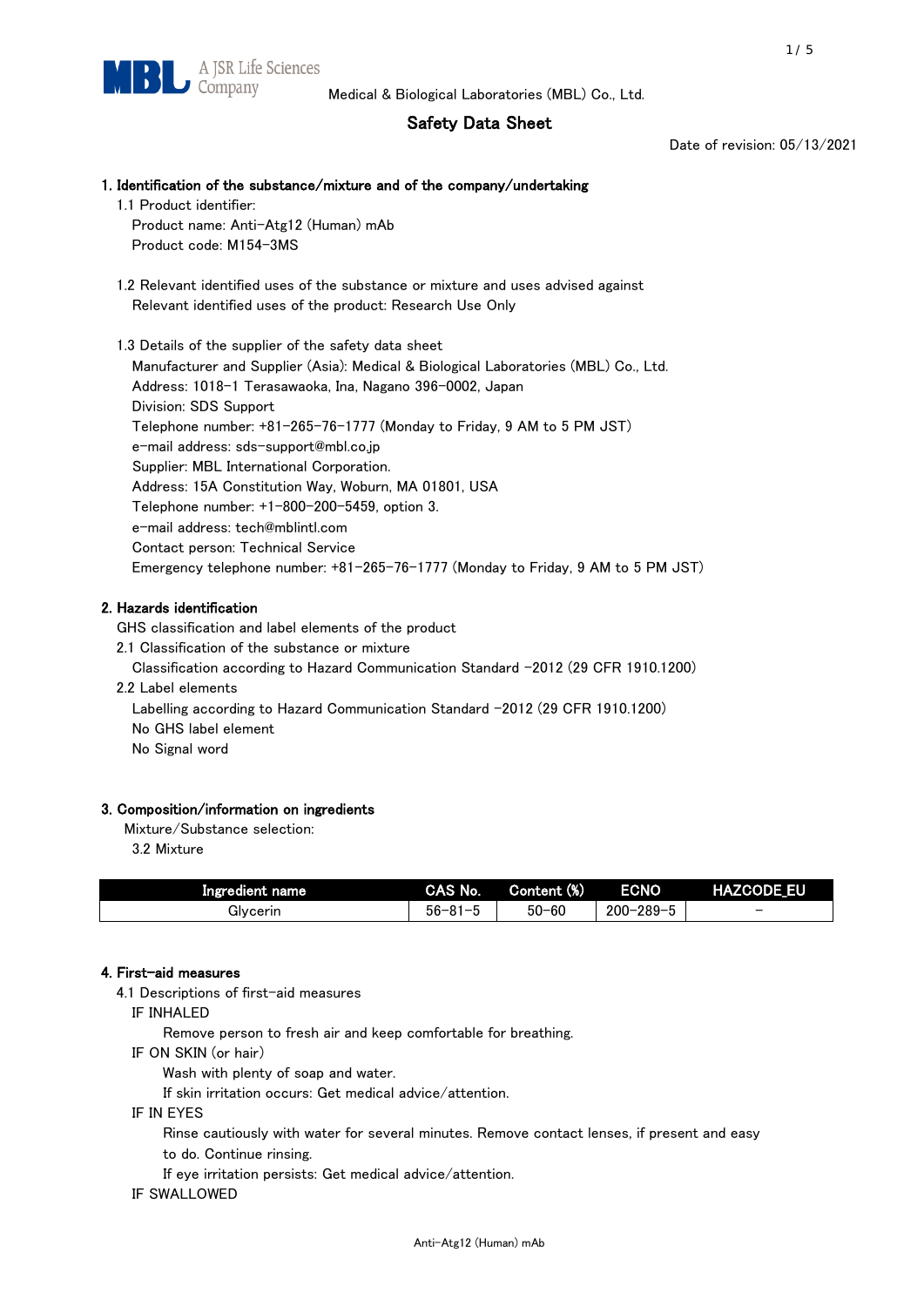MBL A JSR Life Sciences Company

Medical & Biological Laboratories (MBL) Co., Ltd.

# Safety Data Sheet

Date of revision: 05/13/2021

## 1. Identification of the substance/mixture and of the company/undertaking

1.1 Product identifier:

Product name: Anti-Atg12 (Human) mAb

Product code: M154-3MS

1.2 Relevant identified uses of the substance or mixture and uses advised against

Relevant identified uses of the product: Research Use Only

1.3 Details of the supplier of the safety data sheet

Manufacturer and Supplier (Asia): Medical & Biological Laboratories (MBL) Co., Ltd.

Address: 1018-1 Terasawaoka, Ina, Nagano 396-0002, Japan

Division: SDS Support

Telephone number: +81-265-76-1777 (Monday to Friday, 9 AM to 5 PM JST)

e-mail address: sds-support@mbl.co.jp

Supplier: MBL International Corporation.

Address: 15A Constitution Way, Woburn, MA 01801, USA

Telephone number: +1-800-200-5459, option 3.

e-mail address: tech@mblintl.com

Contact person: Technical Service

Emergency telephone number: +81-265-76-1777 (Monday to Friday, 9 AM to 5 PM JST)

## 2. Hazards identification

GHS classification and label elements of the product

2.1 Classification of the substance or mixture

Classification according to Hazard Communication Standard -2012 (29 CFR 1910.1200)

2.2 Label elements

Labelling according to Hazard Communication Standard -2012 (29 CFR 1910.1200)

No GHS label element

No Signal word

## 3. Composition/information on ingredients

Mixture/Substance selection:

3.2 Mixture

| Ingredient name | CAS No. | Content (%) | ECNO | HAZCODE_EU |
| --- | --- | --- | --- | --- |
| Glycerin | 56-81-5 | 50-60 | 200-289-5 | - |

## 4. First-aid measures

4.1 Descriptions of first-aid measures

IF INHALED

Remove person to fresh air and keep comfortable for breathing.

IF ON SKIN (or hair)

Wash with plenty of soap and water.

If skin irritation occurs: Get medical advice/attention.

IF IN EYES

Rinse cautiously with water for several minutes. Remove contact lenses, if present and easy to do. Continue rinsing.

If eye irritation persists: Get medical advice/attention.

IF SWALLOWED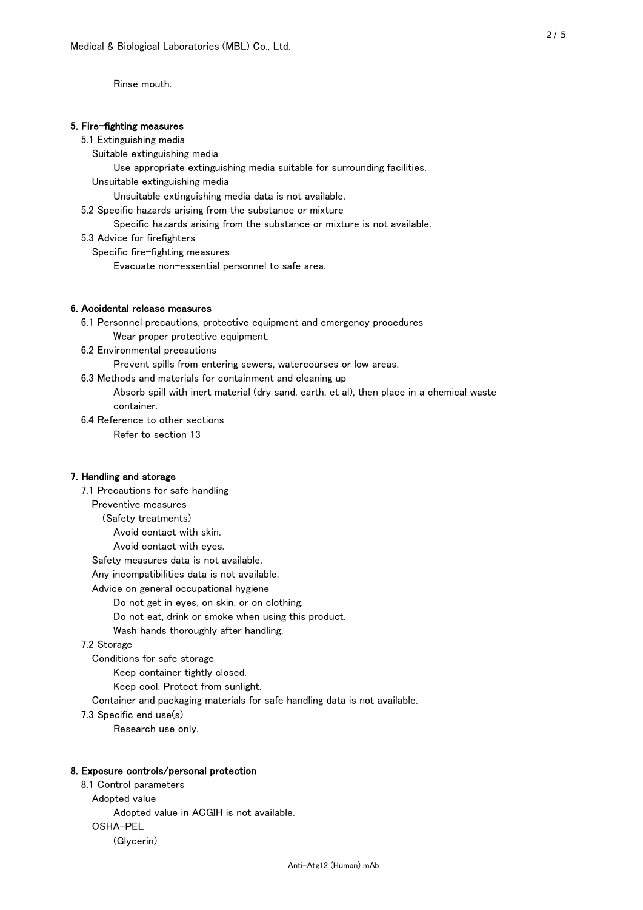Rinse mouth.

## 5. Fire-fighting measures

5.1 Extinguishing media

Suitable extinguishing media

Use appropriate extinguishing media suitable for surrounding facilities.

Unsuitable extinguishing media

Unsuitable extinguishing media data is not available.

5.2 Specific hazards arising from the substance or mixture

Specific hazards arising from the substance or mixture is not available.

5.3 Advice for firefighters

Specific fire-fighting measures

Evacuate non-essential personnel to safe area.

## 6. Accidental release measures

6.1 Personnel precautions, protective equipment and emergency procedures

Wear proper protective equipment.

6.2 Environmental precautions

Prevent spills from entering sewers, watercourses or low areas.

6.3 Methods and materials for containment and cleaning up

Absorb spill with inert material (dry sand, earth, et al), then place in a chemical waste container.

6.4 Reference to other sections

Refer to section 13

## 7. Handling and storage

7.1 Precautions for safe handling

Preventive measures

(Safety treatments)

Avoid contact with skin.

Avoid contact with eyes.

Safety measures data is not available.

Any incompatibilities data is not available.

Advice on general occupational hygiene

Do not get in eyes, on skin, or on clothing.

Do not eat, drink or smoke when using this product.

Wash hands thoroughly after handling.

7.2 Storage

Conditions for safe storage

Keep container tightly closed.

Keep cool. Protect from sunlight.

Container and packaging materials for safe handling data is not available.

7.3 Specific end use(s)

Research use only.

## 8. Exposure controls/personal protection

8.1 Control parameters

Adopted value

Adopted value in ACGIH is not available.

OSHA-PEL

(Glycerin)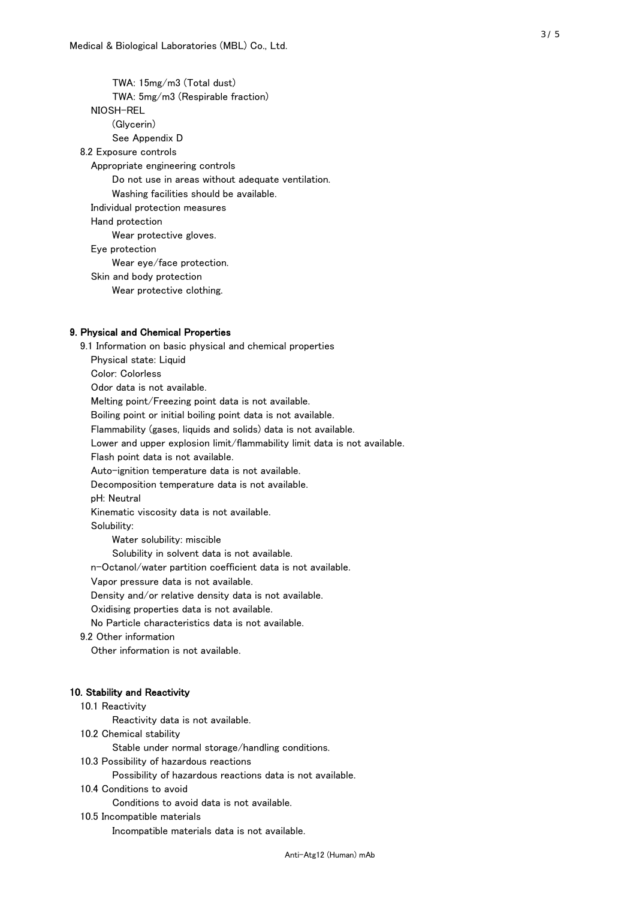TWA: 15mg/m3 (Total dust)

TWA: 5mg/m3 (Respirable fraction)

NIOSH-REL

(Glycerin)

See Appendix D

8.2 Exposure controls

Appropriate engineering controls

Do not use in areas without adequate ventilation.

Washing facilities should be available.

Individual protection measures

Hand protection

Wear protective gloves.

Eye protection

Wear eye/face protection.

Skin and body protection

Wear protective clothing.

## 9. Physical and Chemical Properties

9.1 Information on basic physical and chemical properties

Physical state: Liquid

Color: Colorless

Odor data is not available.

Melting point/Freezing point data is not available.

Boiling point or initial boiling point data is not available.

Flammability (gases, liquids and solids) data is not available.

Lower and upper explosion limit/flammability limit data is not available.

Flash point data is not available.

Auto-ignition temperature data is not available.

Decomposition temperature data is not available.

pH: Neutral

Kinematic viscosity data is not available.

Solubility:

Water solubility: miscible

Solubility in solvent data is not available.

n-Octanol/water partition coefficient data is not available.

Vapor pressure data is not available.

Density and/or relative density data is not available.

Oxidising properties data is not available.

No Particle characteristics data is not available.

9.2 Other information

Other information is not available.

## 10. Stability and Reactivity

10.1 Reactivity

Reactivity data is not available.

10.2 Chemical stability

Stable under normal storage/handling conditions.

10.3 Possibility of hazardous reactions

Possibility of hazardous reactions data is not available.

10.4 Conditions to avoid

Conditions to avoid data is not available.

10.5 Incompatible materials

Incompatible materials data is not available.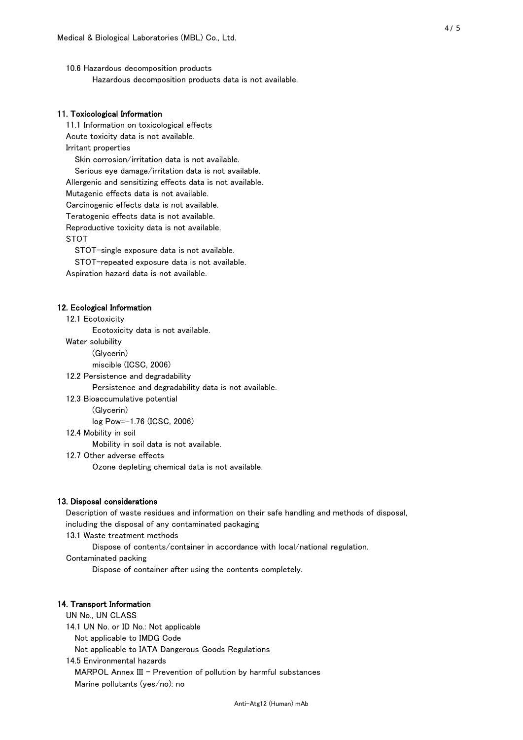10.6 Hazardous decomposition products

Hazardous decomposition products data is not available.

## 11. Toxicological Information

11.1 Information on toxicological effects

Acute toxicity data is not available.

Irritant properties

Skin corrosion/irritation data is not available.

Serious eye damage/irritation data is not available.

Allergenic and sensitizing effects data is not available.

Mutagenic effects data is not available.

Carcinogenic effects data is not available.

Teratogenic effects data is not available.

Reproductive toxicity data is not available.

STOT

STOT-single exposure data is not available.

STOT-repeated exposure data is not available.

Aspiration hazard data is not available.

## 12. Ecological Information

12.1 Ecotoxicity

Ecotoxicity data is not available.

Water solubility

(Glycerin)

miscible (ICSC, 2006)

12.2 Persistence and degradability

Persistence and degradability data is not available.

12.3 Bioaccumulative potential

(Glycerin)

log Pow=-1.76 (ICSC, 2006)

12.4 Mobility in soil

Mobility in soil data is not available.

12.7 Other adverse effects

Ozone depleting chemical data is not available.

## 13. Disposal considerations

Description of waste residues and information on their safe handling and methods of disposal, including the disposal of any contaminated packaging

13.1 Waste treatment methods

Dispose of contents/container in accordance with local/national regulation.

Contaminated packing

Dispose of container after using the contents completely.

## 14. Transport Information

UN No., UN CLASS

14.1 UN No. or ID No.: Not applicable

Not applicable to IMDG Code

Not applicable to IATA Dangerous Goods Regulations

14.5 Environmental hazards

MARPOL Annex III - Prevention of pollution by harmful substances

Marine pollutants (yes/no): no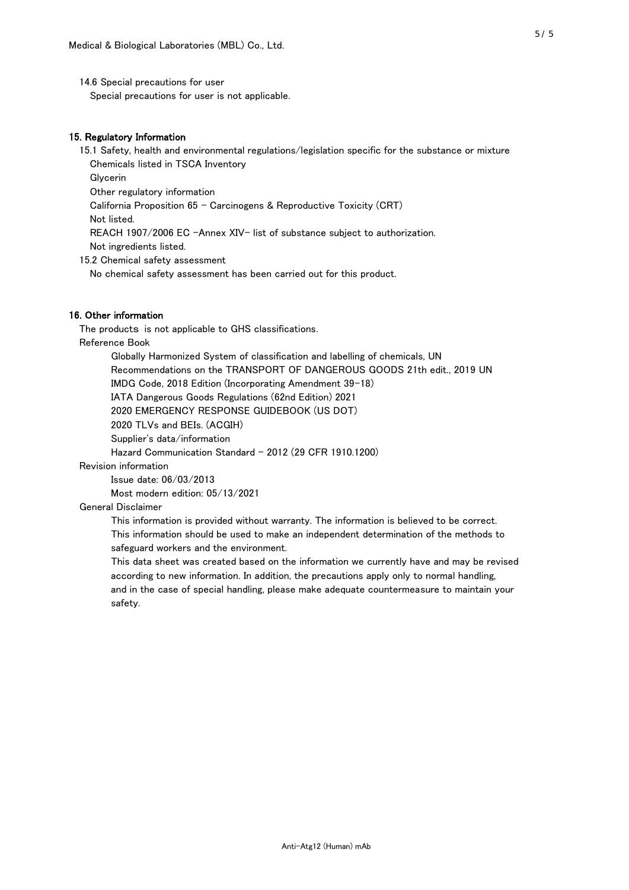14.6 Special precautions for user

Special precautions for user is not applicable.

## 15. Regulatory Information

15.1 Safety, health and environmental regulations/legislation specific for the substance or mixture

Chemicals listed in TSCA Inventory

Glycerin

Other regulatory information

California Proposition 65 - Carcinogens & Reproductive Toxicity (CRT)

Not listed.

REACH 1907/2006 EC -Annex XIV- list of substance subject to authorization.

Not ingredients listed.

15.2 Chemical safety assessment

No chemical safety assessment has been carried out for this product.

## 16. Other information

The products is not applicable to GHS classifications.

Reference Book

- Globally Harmonized System of classification and labelling of chemicals, UN
- Recommendations on the TRANSPORT OF DANGEROUS GOODS 21th edit., 2019 UN
- IMDG Code, 2018 Edition (Incorporating Amendment 39-18)
- IATA Dangerous Goods Regulations (62nd Edition) 2021
- 2020 EMERGENCY RESPONSE GUIDEBOOK (US DOT)
- 2020 TLVs and BEIs. (ACGIH)
- Supplier's data/information
- Hazard Communication Standard - 2012 (29 CFR 1910.1200)

Revision information

- Issue date: 06/03/2013
- Most modern edition: 05/13/2021

General Disclaimer

This information is provided without warranty. The information is believed to be correct. This information should be used to make an independent determination of the methods to safeguard workers and the environment.

This data sheet was created based on the information we currently have and may be revised according to new information. In addition, the precautions apply only to normal handling, and in the case of special handling, please make adequate countermeasure to maintain your safety.